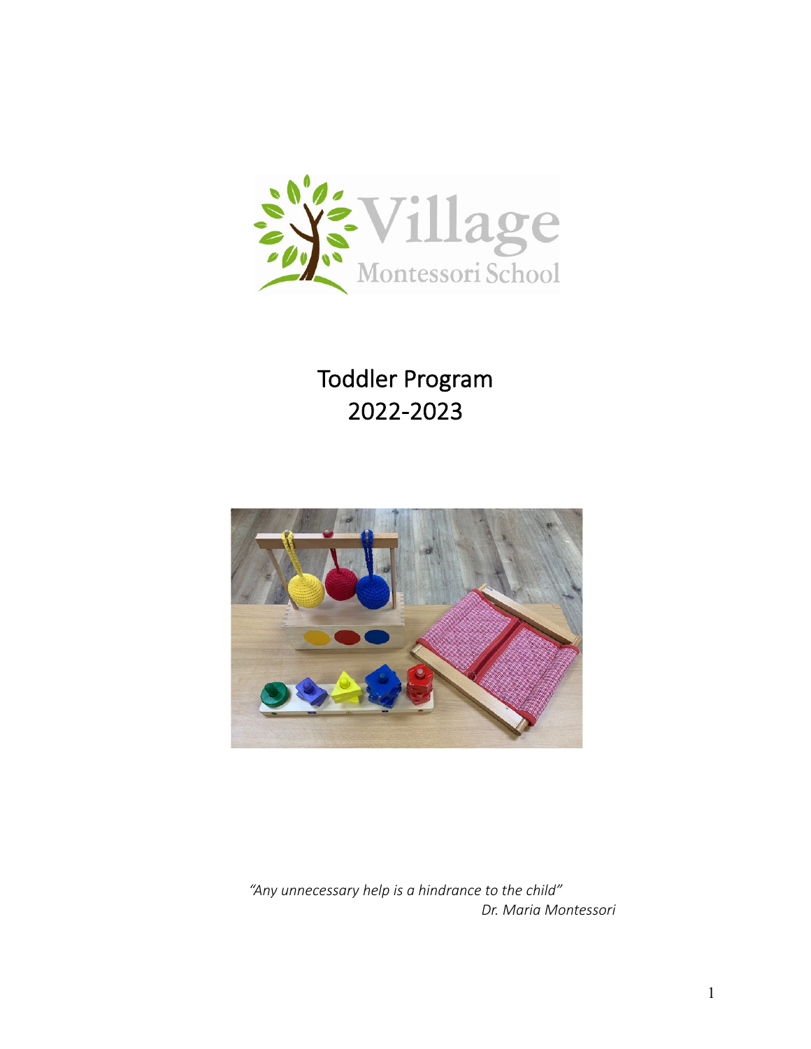Village Montessori School

# Toddler Program
# 2022-2023

*"Any unnecessary help is a hindrance to the child"*
*Dr. Maria Montessori*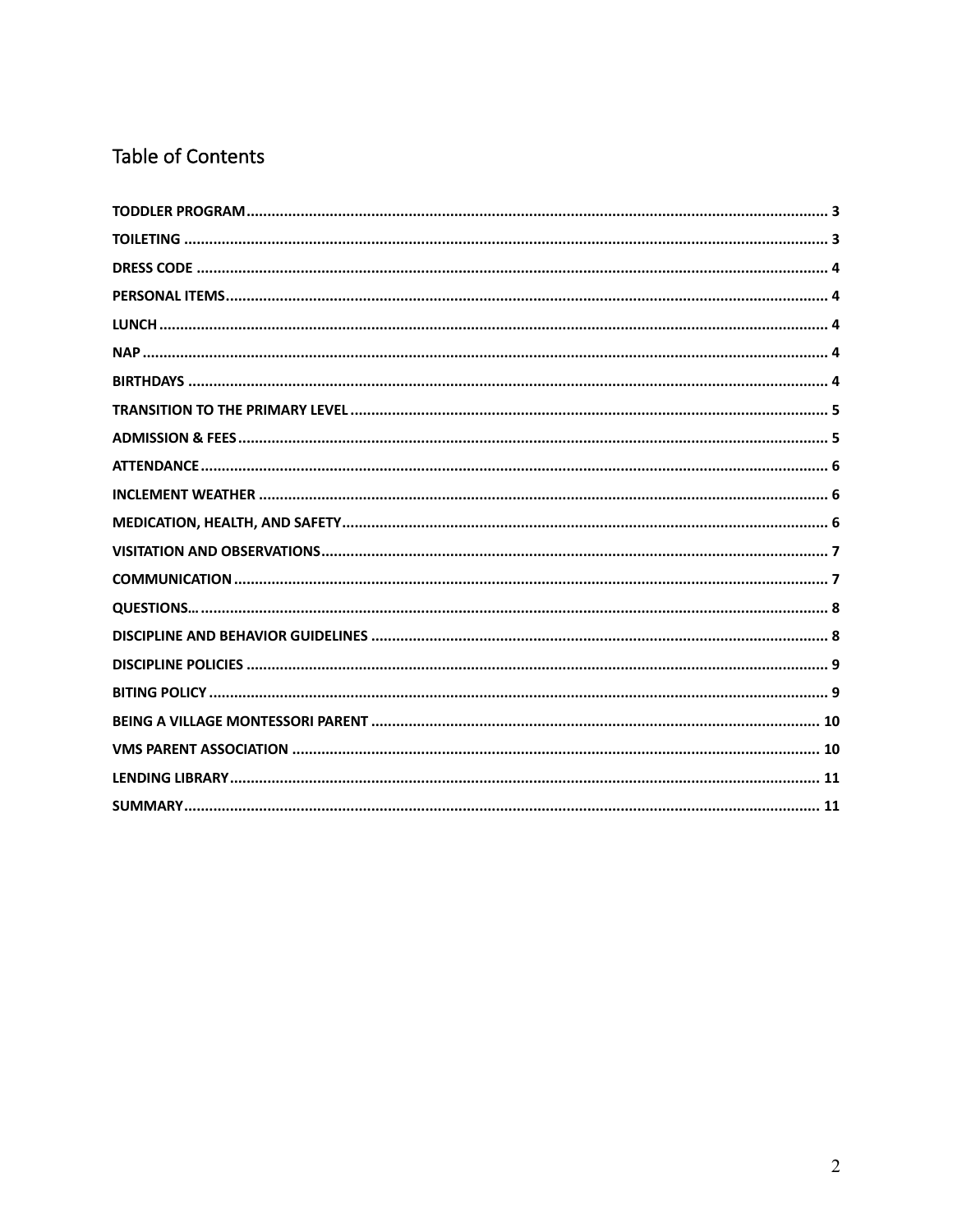## Table of Contents

| | |
|---|---|
| **TODDLER PROGRAM** | **3** |
| **TOILETING** | **3** |
| **DRESS CODE** | **4** |
| **PERSONAL ITEMS** | **4** |
| **LUNCH** | **4** |
| **NAP** | **4** |
| **BIRTHDAYS** | **4** |
| **TRANSITION TO THE PRIMARY LEVEL** | **5** |
| **ADMISSION & FEES** | **5** |
| **ATTENDANCE** | **6** |
| **INCLEMENT WEATHER** | **6** |
| **MEDICATION, HEALTH, AND SAFETY** | **6** |
| **VISITATION AND OBSERVATIONS** | **7** |
| **COMMUNICATION** | **7** |
| **QUESTIONS…** | **8** |
| **DISCIPLINE AND BEHAVIOR GUIDELINES** | **8** |
| **DISCIPLINE POLICIES** | **9** |
| **BITING POLICY** | **9** |
| **BEING A VILLAGE MONTESSORI PARENT** | **10** |
| **VMS PARENT ASSOCIATION** | **10** |
| **LENDING LIBRARY** | **11** |
| **SUMMARY** | **11** |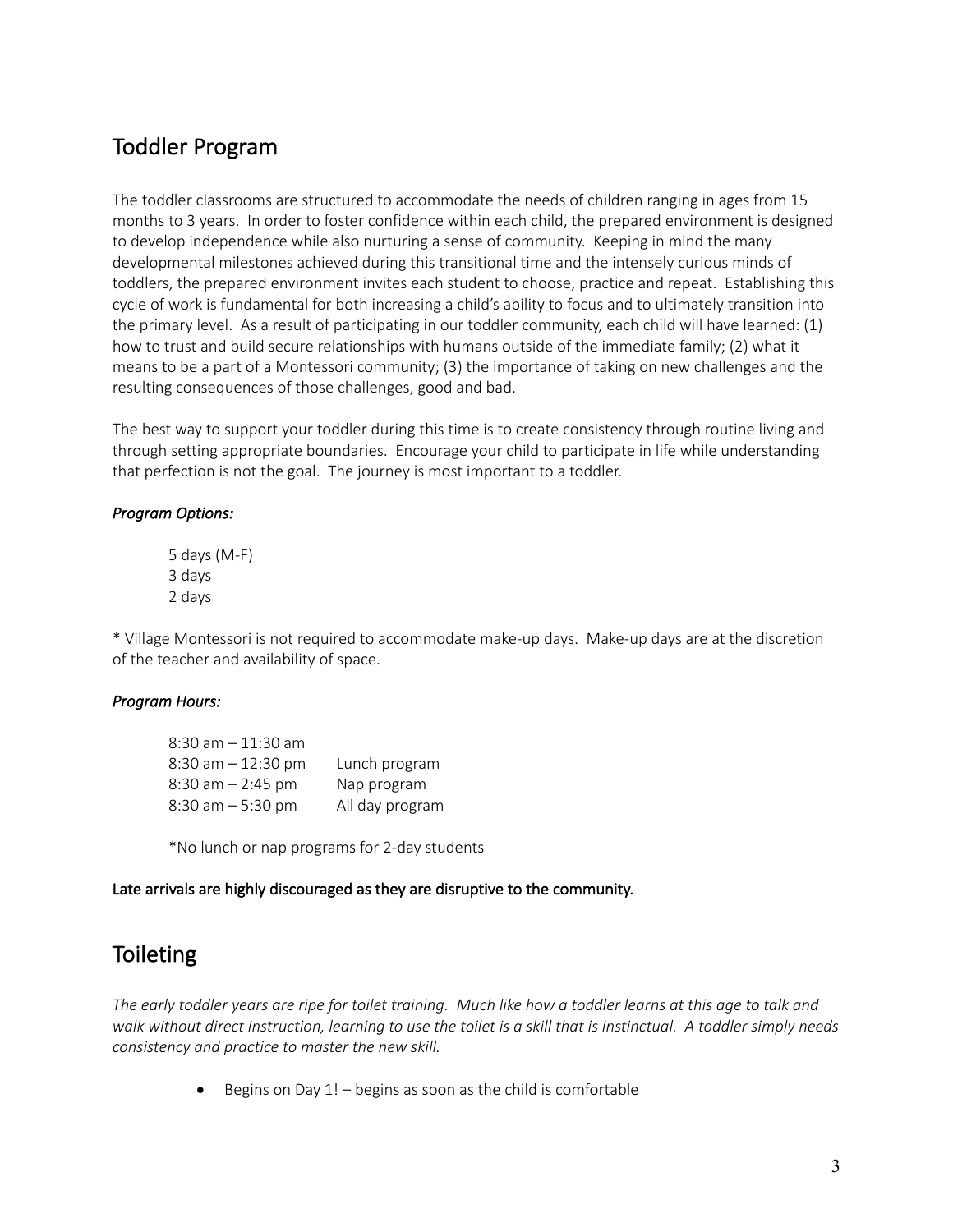## Toddler Program

The toddler classrooms are structured to accommodate the needs of children ranging in ages from 15 months to 3 years. In order to foster confidence within each child, the prepared environment is designed to develop independence while also nurturing a sense of community. Keeping in mind the many developmental milestones achieved during this transitional time and the intensely curious minds of toddlers, the prepared environment invites each student to choose, practice and repeat. Establishing this cycle of work is fundamental for both increasing a child's ability to focus and to ultimately transition into the primary level. As a result of participating in our toddler community, each child will have learned: (1) how to trust and build secure relationships with humans outside of the immediate family; (2) what it means to be a part of a Montessori community; (3) the importance of taking on new challenges and the resulting consequences of those challenges, good and bad.

The best way to support your toddler during this time is to create consistency through routine living and through setting appropriate boundaries. Encourage your child to participate in life while understanding that perfection is not the goal. The journey is most important to a toddler.

***Program Options:***

5 days (M-F)
3 days
2 days

* Village Montessori is not required to accommodate make-up days. Make-up days are at the discretion of the teacher and availability of space.

***Program Hours:***

| | |
|---|---|
| 8:30 am – 11:30 am | |
| 8:30 am – 12:30 pm | Lunch program |
| 8:30 am – 2:45 pm | Nap program |
| 8:30 am – 5:30 pm | All day program |

*No lunch or nap programs for 2-day students

Late arrivals are highly discouraged as they are disruptive to the community.

## Toileting

*The early toddler years are ripe for toilet training. Much like how a toddler learns at this age to talk and walk without direct instruction, learning to use the toilet is a skill that is instinctual. A toddler simply needs consistency and practice to master the new skill.*

- Begins on Day 1! – begins as soon as the child is comfortable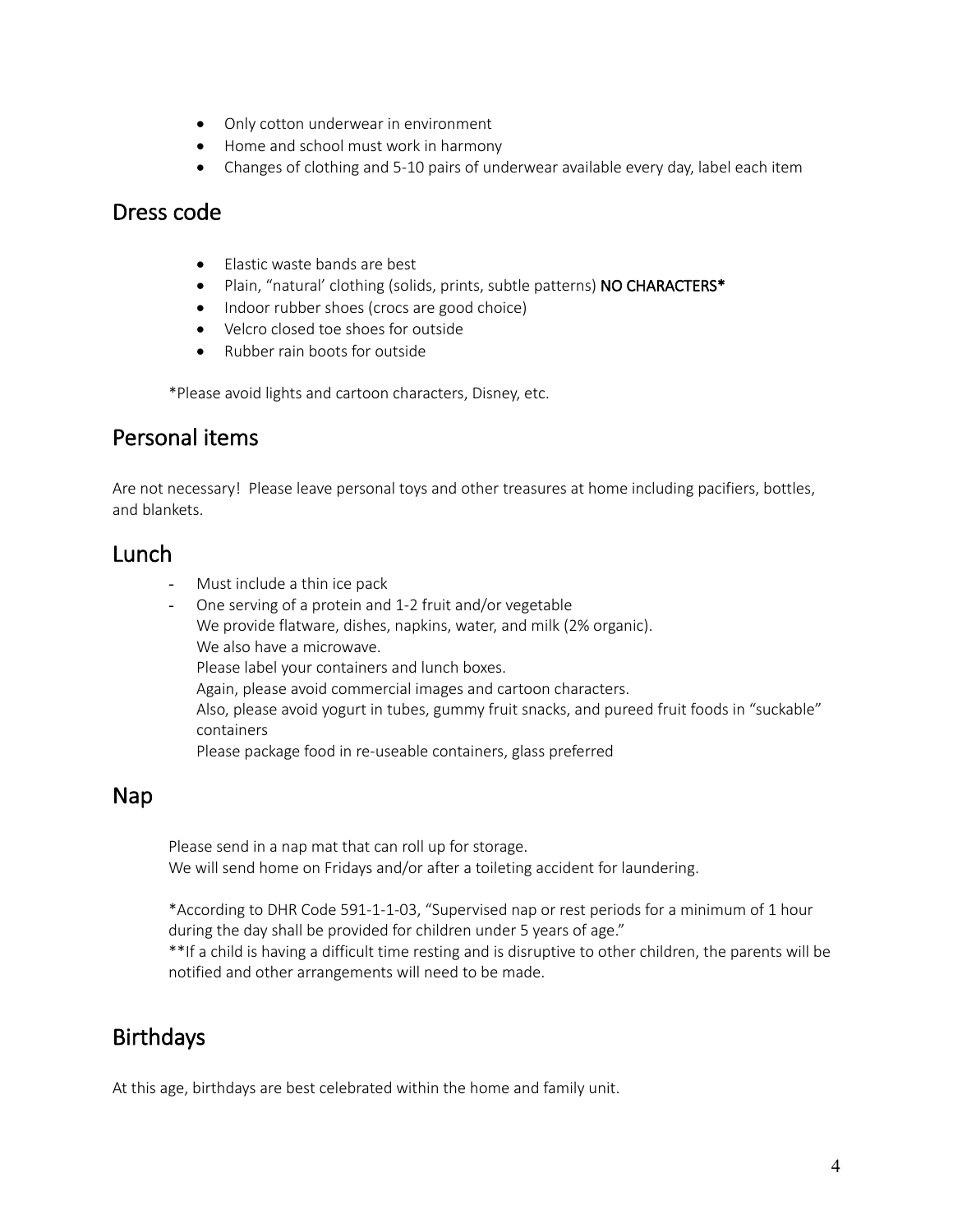- Only cotton underwear in environment
- Home and school must work in harmony
- Changes of clothing and 5-10 pairs of underwear available every day, label each item

## Dress code

- Elastic waste bands are best
- Plain, "natural' clothing (solids, prints, subtle patterns) **NO CHARACTERS***
- Indoor rubber shoes (crocs are good choice)
- Velcro closed toe shoes for outside
- Rubber rain boots for outside

*Please avoid lights and cartoon characters, Disney, etc.

## Personal items

Are not necessary! Please leave personal toys and other treasures at home including pacifiers, bottles, and blankets.

## Lunch

- Must include a thin ice pack
- One serving of a protein and 1-2 fruit and/or vegetable
  We provide flatware, dishes, napkins, water, and milk (2% organic).
  We also have a microwave.
  Please label your containers and lunch boxes.
  Again, please avoid commercial images and cartoon characters.
  Also, please avoid yogurt in tubes, gummy fruit snacks, and pureed fruit foods in "suckable" containers
  Please package food in re-useable containers, glass preferred

## Nap

Please send in a nap mat that can roll up for storage.
We will send home on Fridays and/or after a toileting accident for laundering.

*According to DHR Code 591-1-1-03, "Supervised nap or rest periods for a minimum of 1 hour during the day shall be provided for children under 5 years of age."
**If a child is having a difficult time resting and is disruptive to other children, the parents will be notified and other arrangements will need to be made.

## Birthdays

At this age, birthdays are best celebrated within the home and family unit.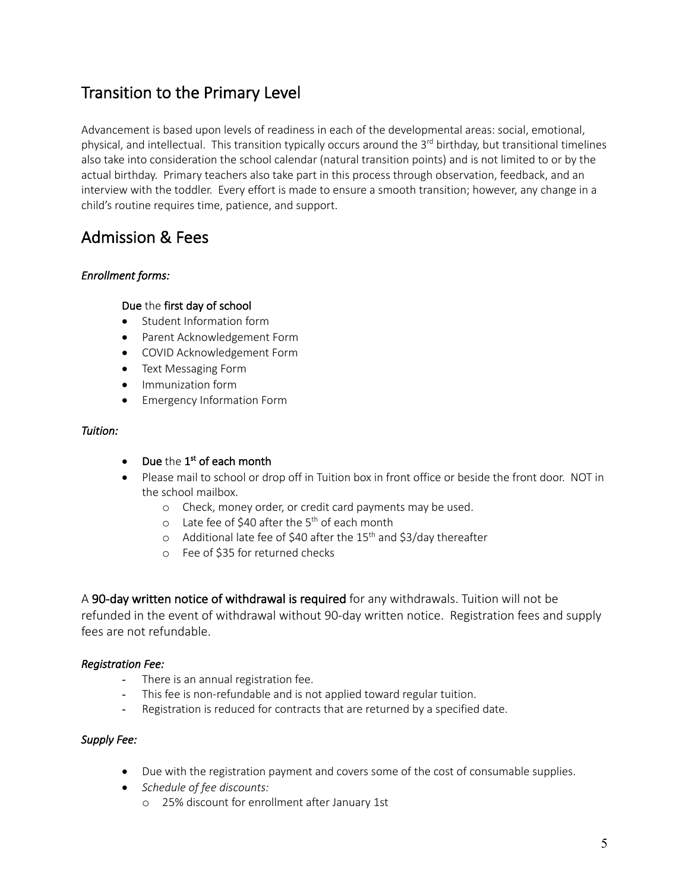## Transition to the Primary Level

Advancement is based upon levels of readiness in each of the developmental areas: social, emotional, physical, and intellectual. This transition typically occurs around the 3rd birthday, but transitional timelines also take into consideration the school calendar (natural transition points) and is not limited to or by the actual birthday. Primary teachers also take part in this process through observation, feedback, and an interview with the toddler. Every effort is made to ensure a smooth transition; however, any change in a child's routine requires time, patience, and support.

## Admission & Fees

*Enrollment forms:*

**Due** the **first day of school**

- Student Information form
- Parent Acknowledgement Form
- COVID Acknowledgement Form
- Text Messaging Form
- Immunization form
- Emergency Information Form

*Tuition:*

- **Due** the **1st of each month**
- Please mail to school or drop off in Tuition box in front office or beside the front door. NOT in the school mailbox.
  - Check, money order, or credit card payments may be used.
  - Late fee of $40 after the 5th of each month
  - Additional late fee of $40 after the 15th and $3/day thereafter
  - Fee of $35 for returned checks

A **90-day written notice of withdrawal is required** for any withdrawals. Tuition will not be refunded in the event of withdrawal without 90-day written notice. Registration fees and supply fees are not refundable.

*Registration Fee:*

- There is an annual registration fee.
- This fee is non-refundable and is not applied toward regular tuition.
- Registration is reduced for contracts that are returned by a specified date.

*Supply Fee:*

- Due with the registration payment and covers some of the cost of consumable supplies.
- *Schedule of fee discounts:*
  - 25% discount for enrollment after January 1st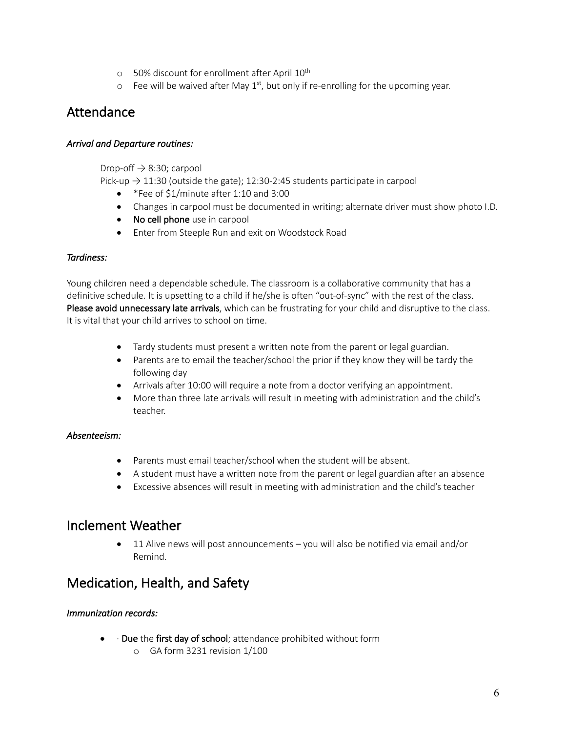- 50% discount for enrollment after April 10th
- Fee will be waived after May 1st, but only if re-enrolling for the upcoming year.

## Attendance

### *Arrival and Departure routines:*

Drop-off → 8:30; carpool

Pick-up → 11:30 (outside the gate); 12:30-2:45 students participate in carpool

- *Fee of $1/minute after 1:10 and 3:00
- Changes in carpool must be documented in writing; alternate driver must show photo I.D.
- **No cell phone** use in carpool
- Enter from Steeple Run and exit on Woodstock Road

### *Tardiness:*

Young children need a dependable schedule. The classroom is a collaborative community that has a definitive schedule. It is upsetting to a child if he/she is often "out-of-sync" with the rest of the class. **Please avoid unnecessary late arrivals**, which can be frustrating for your child and disruptive to the class. It is vital that your child arrives to school on time.

- Tardy students must present a written note from the parent or legal guardian.
- Parents are to email the teacher/school the prior if they know they will be tardy the following day
- Arrivals after 10:00 will require a note from a doctor verifying an appointment.
- More than three late arrivals will result in meeting with administration and the child's teacher.

### *Absenteeism:*

- Parents must email teacher/school when the student will be absent.
- A student must have a written note from the parent or legal guardian after an absence
- Excessive absences will result in meeting with administration and the child's teacher

## Inclement Weather

- 11 Alive news will post announcements – you will also be notified via email and/or Remind.

## Medication, Health, and Safety

### *Immunization records:*

- · **Due** the **first day of school**; attendance prohibited without form
  - GA form 3231 revision 1/100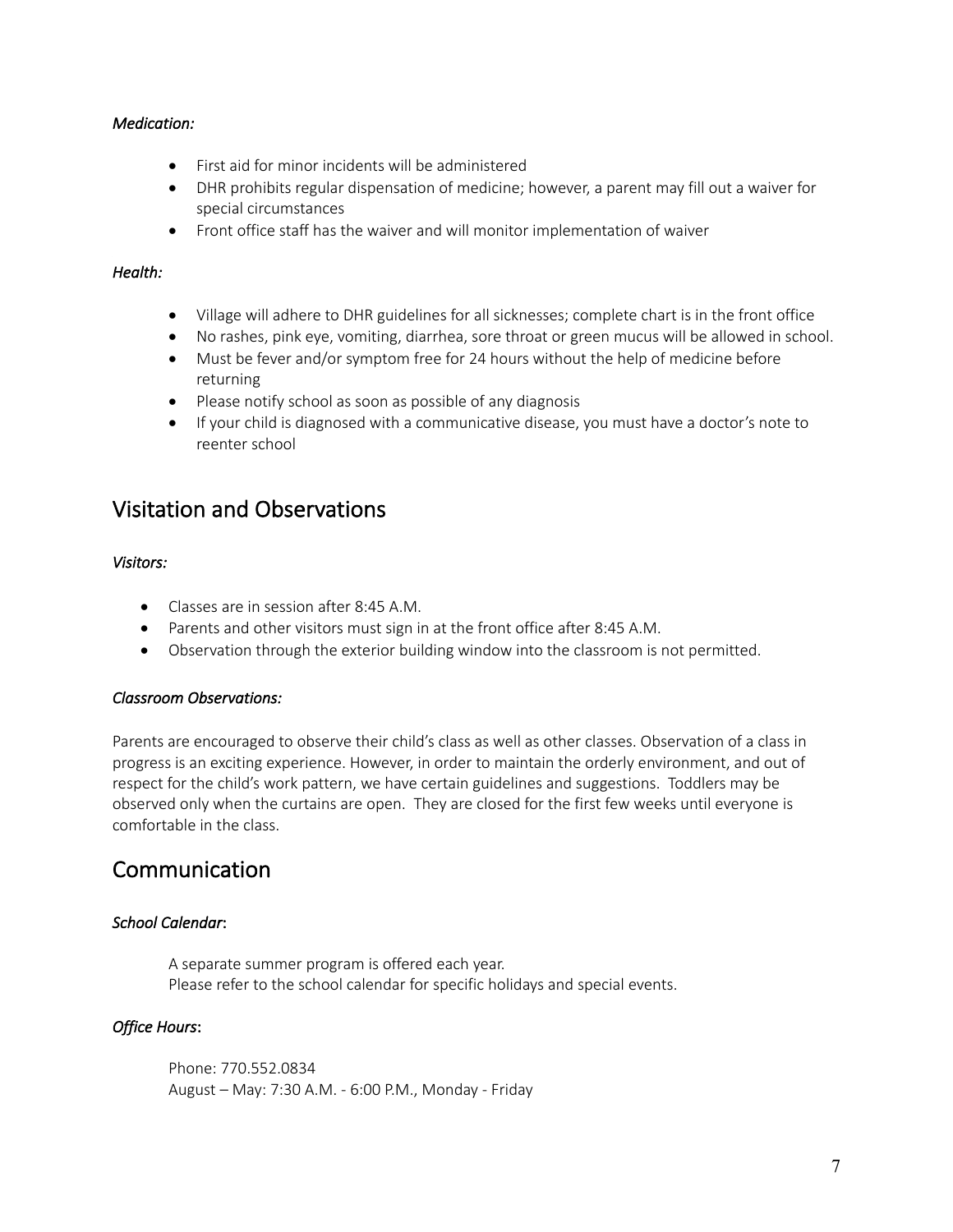*Medication:*

- First aid for minor incidents will be administered
- DHR prohibits regular dispensation of medicine; however, a parent may fill out a waiver for special circumstances
- Front office staff has the waiver and will monitor implementation of waiver

*Health:*

- Village will adhere to DHR guidelines for all sicknesses; complete chart is in the front office
- No rashes, pink eye, vomiting, diarrhea, sore throat or green mucus will be allowed in school.
- Must be fever and/or symptom free for 24 hours without the help of medicine before returning
- Please notify school as soon as possible of any diagnosis
- If your child is diagnosed with a communicative disease, you must have a doctor's note to reenter school

## Visitation and Observations

*Visitors:*

- Classes are in session after 8:45 A.M.
- Parents and other visitors must sign in at the front office after 8:45 A.M.
- Observation through the exterior building window into the classroom is not permitted.

*Classroom Observations:*

Parents are encouraged to observe their child's class as well as other classes. Observation of a class in progress is an exciting experience. However, in order to maintain the orderly environment, and out of respect for the child's work pattern, we have certain guidelines and suggestions. Toddlers may be observed only when the curtains are open. They are closed for the first few weeks until everyone is comfortable in the class.

## Communication

*School Calendar*:

A separate summer program is offered each year.
Please refer to the school calendar for specific holidays and special events.

*Office Hours*:

Phone: 770.552.0834
August – May: 7:30 A.M. - 6:00 P.M., Monday - Friday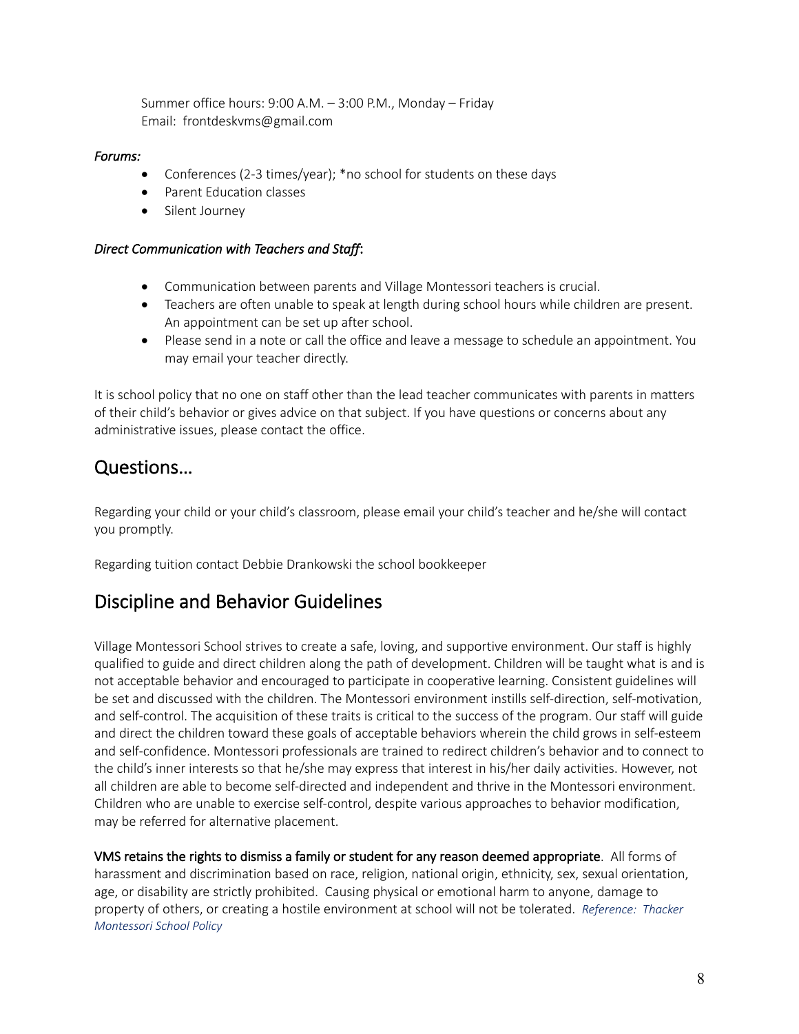Summer office hours: 9:00 A.M. – 3:00 P.M., Monday – Friday
Email: frontdeskvms@gmail.com

*Forums:*

- Conferences (2-3 times/year); *no school for students on these days
- Parent Education classes
- Silent Journey

*Direct Communication with Teachers and Staff*:

- Communication between parents and Village Montessori teachers is crucial.
- Teachers are often unable to speak at length during school hours while children are present. An appointment can be set up after school.
- Please send in a note or call the office and leave a message to schedule an appointment. You may email your teacher directly.

It is school policy that no one on staff other than the lead teacher communicates with parents in matters of their child's behavior or gives advice on that subject. If you have questions or concerns about any administrative issues, please contact the office.

## Questions…

Regarding your child or your child's classroom, please email your child's teacher and he/she will contact you promptly.

Regarding tuition contact Debbie Drankowski the school bookkeeper

## Discipline and Behavior Guidelines

Village Montessori School strives to create a safe, loving, and supportive environment. Our staff is highly qualified to guide and direct children along the path of development. Children will be taught what is and is not acceptable behavior and encouraged to participate in cooperative learning. Consistent guidelines will be set and discussed with the children. The Montessori environment instills self-direction, self-motivation, and self-control. The acquisition of these traits is critical to the success of the program. Our staff will guide and direct the children toward these goals of acceptable behaviors wherein the child grows in self-esteem and self-confidence. Montessori professionals are trained to redirect children's behavior and to connect to the child's inner interests so that he/she may express that interest in his/her daily activities. However, not all children are able to become self-directed and independent and thrive in the Montessori environment. Children who are unable to exercise self-control, despite various approaches to behavior modification, may be referred for alternative placement.

**VMS retains the rights to dismiss a family or student for any reason deemed appropriate**. All forms of harassment and discrimination based on race, religion, national origin, ethnicity, sex, sexual orientation, age, or disability are strictly prohibited. Causing physical or emotional harm to anyone, damage to property of others, or creating a hostile environment at school will not be tolerated. *Reference: Thacker Montessori School Policy*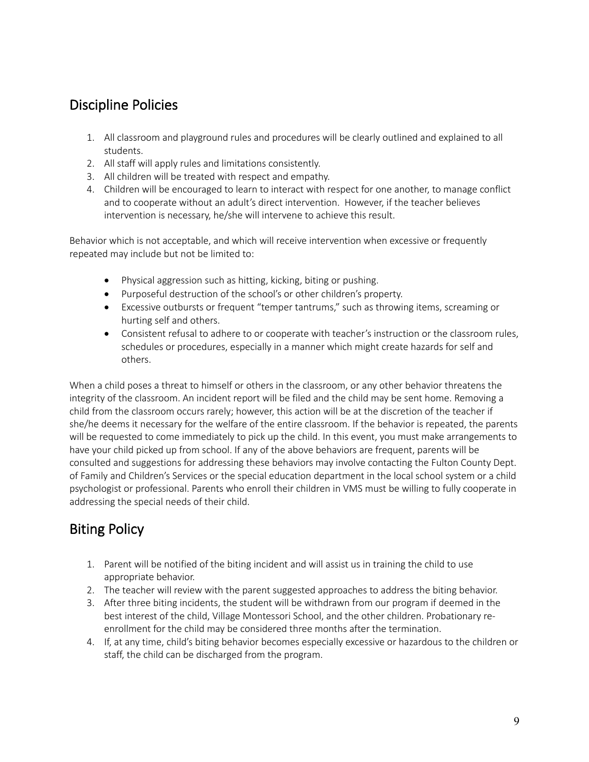## Discipline Policies

1. All classroom and playground rules and procedures will be clearly outlined and explained to all students.
2. All staff will apply rules and limitations consistently.
3. All children will be treated with respect and empathy.
4. Children will be encouraged to learn to interact with respect for one another, to manage conflict and to cooperate without an adult's direct intervention. However, if the teacher believes intervention is necessary, he/she will intervene to achieve this result.

Behavior which is not acceptable, and which will receive intervention when excessive or frequently repeated may include but not be limited to:

- Physical aggression such as hitting, kicking, biting or pushing.
- Purposeful destruction of the school's or other children's property.
- Excessive outbursts or frequent "temper tantrums," such as throwing items, screaming or hurting self and others.
- Consistent refusal to adhere to or cooperate with teacher's instruction or the classroom rules, schedules or procedures, especially in a manner which might create hazards for self and others.

When a child poses a threat to himself or others in the classroom, or any other behavior threatens the integrity of the classroom. An incident report will be filed and the child may be sent home. Removing a child from the classroom occurs rarely; however, this action will be at the discretion of the teacher if she/he deems it necessary for the welfare of the entire classroom. If the behavior is repeated, the parents will be requested to come immediately to pick up the child. In this event, you must make arrangements to have your child picked up from school. If any of the above behaviors are frequent, parents will be consulted and suggestions for addressing these behaviors may involve contacting the Fulton County Dept. of Family and Children's Services or the special education department in the local school system or a child psychologist or professional. Parents who enroll their children in VMS must be willing to fully cooperate in addressing the special needs of their child.

## Biting Policy

1. Parent will be notified of the biting incident and will assist us in training the child to use appropriate behavior.
2. The teacher will review with the parent suggested approaches to address the biting behavior.
3. After three biting incidents, the student will be withdrawn from our program if deemed in the best interest of the child, Village Montessori School, and the other children. Probationary re-enrollment for the child may be considered three months after the termination.
4. If, at any time, child's biting behavior becomes especially excessive or hazardous to the children or staff, the child can be discharged from the program.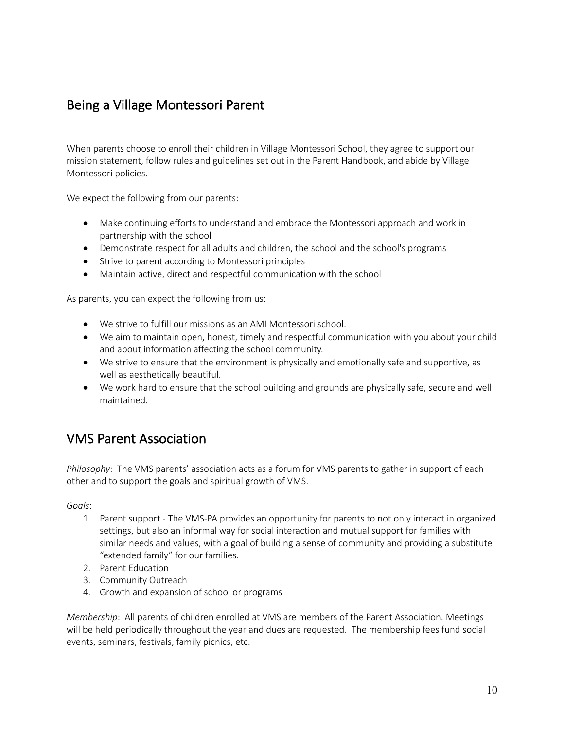## Being a Village Montessori Parent

When parents choose to enroll their children in Village Montessori School, they agree to support our mission statement, follow rules and guidelines set out in the Parent Handbook, and abide by Village Montessori policies.

We expect the following from our parents:

- Make continuing efforts to understand and embrace the Montessori approach and work in partnership with the school
- Demonstrate respect for all adults and children, the school and the school's programs
- Strive to parent according to Montessori principles
- Maintain active, direct and respectful communication with the school

As parents, you can expect the following from us:

- We strive to fulfill our missions as an AMI Montessori school.
- We aim to maintain open, honest, timely and respectful communication with you about your child and about information affecting the school community.
- We strive to ensure that the environment is physically and emotionally safe and supportive, as well as aesthetically beautiful.
- We work hard to ensure that the school building and grounds are physically safe, secure and well maintained.

## VMS Parent Association

*Philosophy*: The VMS parents' association acts as a forum for VMS parents to gather in support of each other and to support the goals and spiritual growth of VMS.

*Goals*:

1. Parent support - The VMS-PA provides an opportunity for parents to not only interact in organized settings, but also an informal way for social interaction and mutual support for families with similar needs and values, with a goal of building a sense of community and providing a substitute "extended family" for our families.
2. Parent Education
3. Community Outreach
4. Growth and expansion of school or programs

*Membership*: All parents of children enrolled at VMS are members of the Parent Association. Meetings will be held periodically throughout the year and dues are requested. The membership fees fund social events, seminars, festivals, family picnics, etc.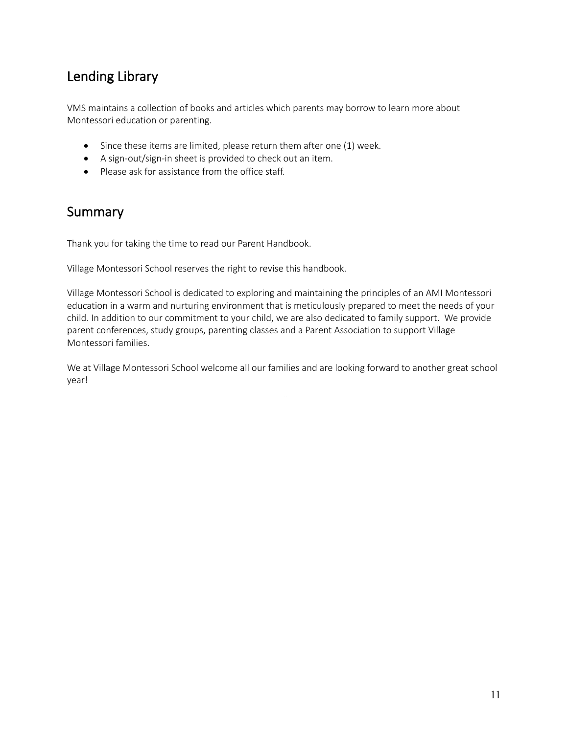## Lending Library

VMS maintains a collection of books and articles which parents may borrow to learn more about Montessori education or parenting.

- Since these items are limited, please return them after one (1) week.
- A sign-out/sign-in sheet is provided to check out an item.
- Please ask for assistance from the office staff.

## Summary

Thank you for taking the time to read our Parent Handbook.

Village Montessori School reserves the right to revise this handbook.

Village Montessori School is dedicated to exploring and maintaining the principles of an AMI Montessori education in a warm and nurturing environment that is meticulously prepared to meet the needs of your child. In addition to our commitment to your child, we are also dedicated to family support. We provide parent conferences, study groups, parenting classes and a Parent Association to support Village Montessori families.

We at Village Montessori School welcome all our families and are looking forward to another great school year!